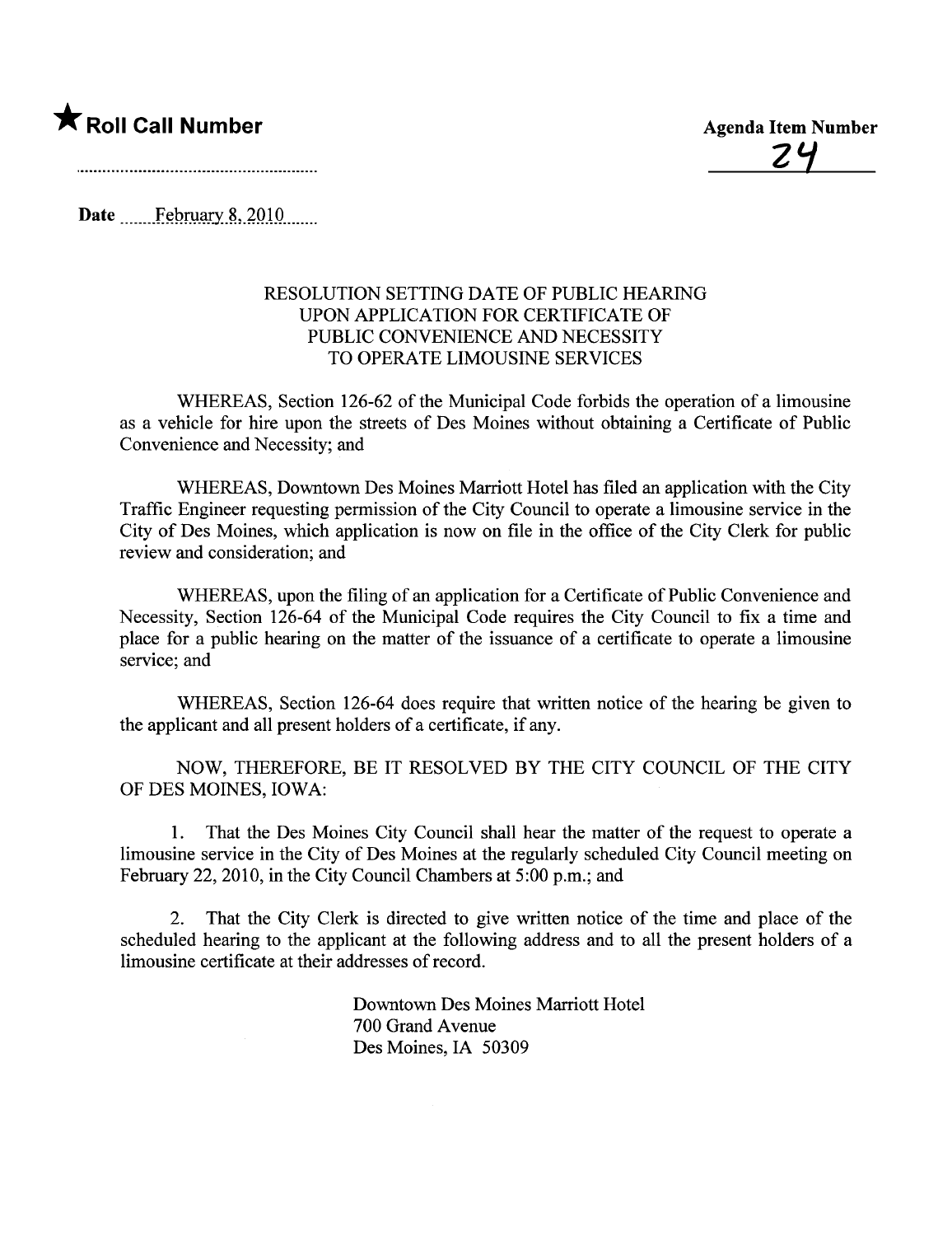★ **Roll Call Number**

**Agenda Item Number**

24

Date February 8, 2010

**RESOLUTION SETTING DATE OF PUBLIC HEARING UPON APPLICATION FOR CERTIFICATE OF PUBLIC CONVENIENCE AND NECESSITY TO OPERATE LIMOUSINE SERVICES**

WHEREAS, Section 126-62 of the Municipal Code forbids the operation of a limousine as a vehicle for hire upon the streets of Des Moines without obtaining a Certificate of Public Convenience and Necessity; and

WHEREAS, Downtown Des Moines Marriott Hotel has filed an application with the City Traffic Engineer requesting permission of the City Council to operate a limousine service in the City of Des Moines, which application is now on file in the office of the City Clerk for public review and consideration; and

WHEREAS, upon the filing of an application for a Certificate of Public Convenience and Necessity, Section 126-64 of the Municipal Code requires the City Council to fix a time and place for a public hearing on the matter of the issuance of a certificate to operate a limousine service; and

WHEREAS, Section 126-64 does require that written notice of the hearing be given to the applicant and all present holders of a certificate, if any.

NOW, THEREFORE, BE IT RESOLVED BY THE CITY COUNCIL OF THE CITY OF DES MOINES, IOWA:

1. That the Des Moines City Council shall hear the matter of the request to operate a limousine service in the City of Des Moines at the regularly scheduled City Council meeting on February 22, 2010, in the City Council Chambers at 5:00 p.m.; and

2. That the City Clerk is directed to give written notice of the time and place of the scheduled hearing to the applicant at the following address and to all the present holders of a limousine certificate at their addresses of record.

Downtown Des Moines Marriott Hotel
700 Grand Avenue
Des Moines, IA 50309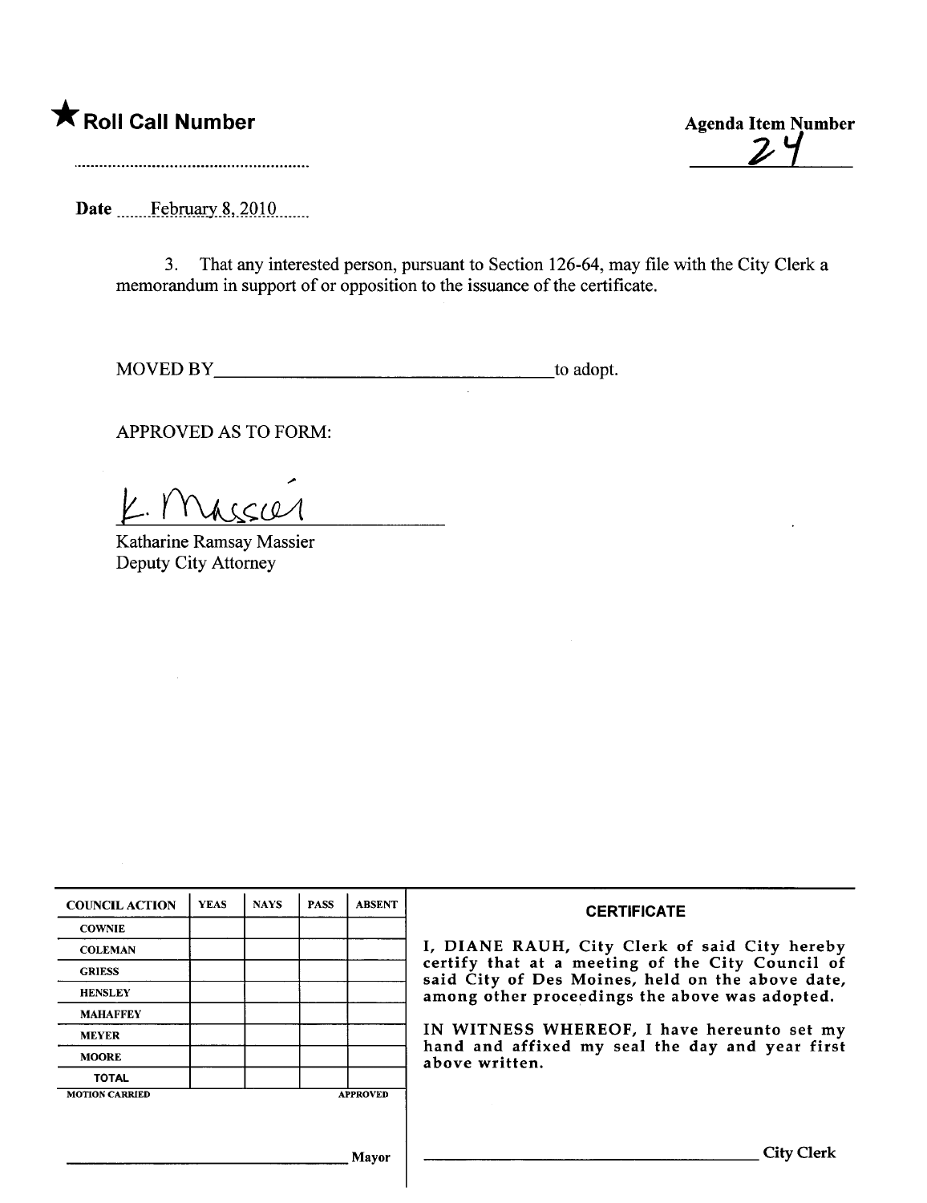★ **Roll Call Number**

..........................................................

**Agenda Item Number**

24

Date ......February 8, 2010.......

3. That any interested person, pursuant to Section 126-64, may file with the City Clerk a memorandum in support of or opposition to the issuance of the certificate.

MOVED BY_________________________________to adopt.

APPROVED AS TO FORM:

K. Massier

Katharine Ramsay Massier
Deputy City Attorney

| COUNCIL ACTION | YEAS | NAYS | PASS | ABSENT |
|---|---|---|---|---|
| COWNIE | | | | |
| COLEMAN | | | | |
| GRIESS | | | | |
| HENSLEY | | | | |
| MAHAFFEY | | | | |
| MEYER | | | | |
| MOORE | | | | |
| TOTAL | | | | |

MOTION CARRIED APPROVED

_________________________________ Mayor

**CERTIFICATE**

I, DIANE RAUH, City Clerk of said City hereby certify that at a meeting of the City Council of said City of Des Moines, held on the above date, among other proceedings the above was adopted.

IN WITNESS WHEREOF, I have hereunto set my hand and affixed my seal the day and year first above written.

_________________________________ City Clerk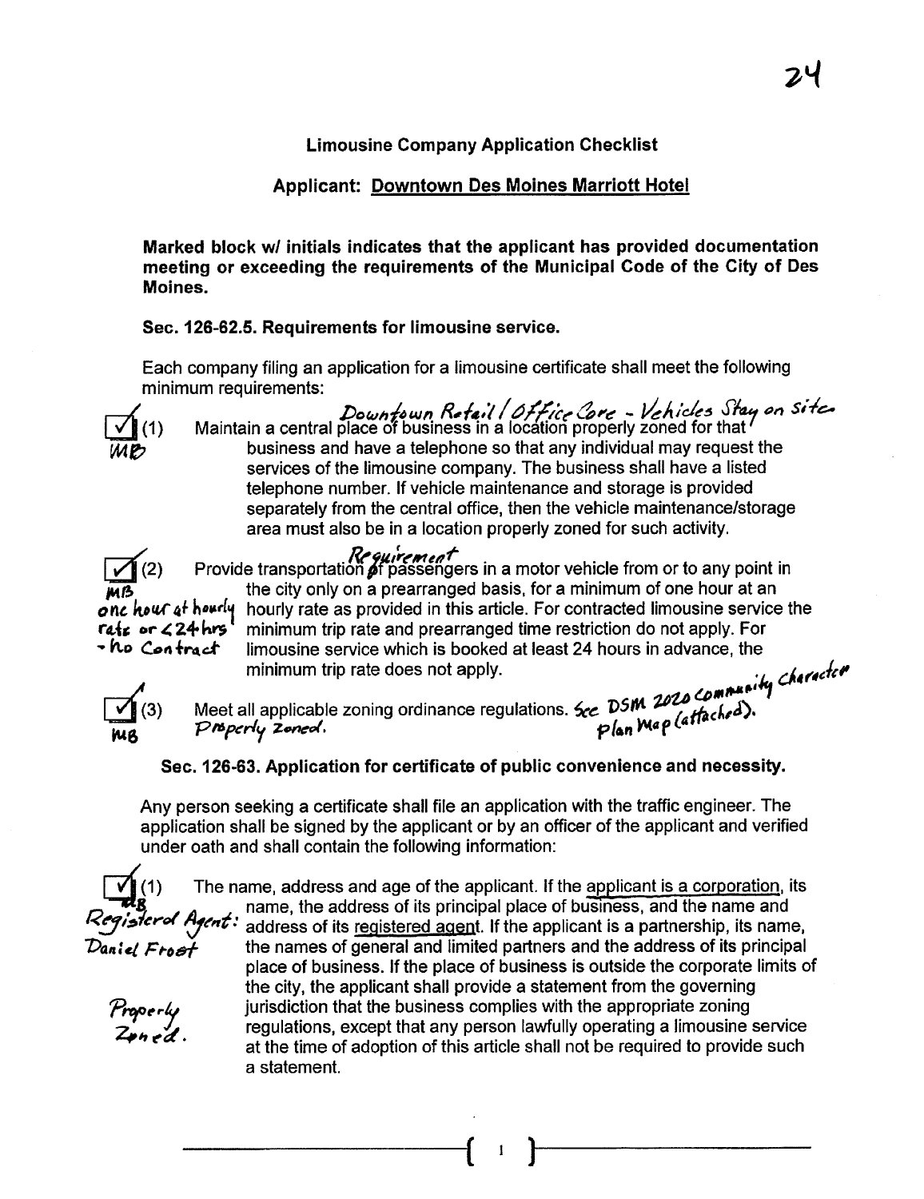## Limousine Company Application Checklist

### Applicant: Downtown Des Moines Marriott Hotel

**Marked block w/ initials indicates that the applicant has provided documentation meeting or exceeding the requirements of the Municipal Code of the City of Des Moines.**

**Sec. 126-62.5. Requirements for limousine service.**

Each company filing an application for a limousine certificate shall meet the following minimum requirements:

- [✓] (1) MB — *Downtown Retail / Office Core - Vehicles Stay on Site.* Maintain a central place of business in a location properly zoned for that business and have a telephone so that any individual may request the services of the limousine company. The business shall have a listed telephone number. If vehicle maintenance and storage is provided separately from the central office, then the vehicle maintenance/storage area must also be in a location properly zoned for such activity.

- [✓] (2) MB — *one hour at hourly rate or < 24 hrs - No Contract* — Provide transportation *Requirement* of passengers in a motor vehicle from or to any point in the city only on a prearranged basis, for a minimum of one hour at an hourly rate as provided in this article. For contracted limousine service the minimum trip rate and prearranged time restriction do not apply. For limousine service which is booked at least 24 hours in advance, the minimum trip rate does not apply.

- [✓] (3) MB — Meet all applicable zoning ordinance regulations. *See DSM 2020 Community Character Plan Map (attached). Properly Zoned.*

**Sec. 126-63. Application for certificate of public convenience and necessity.**

Any person seeking a certificate shall file an application with the traffic engineer. The application shall be signed by the applicant or by an officer of the applicant and verified under oath and shall contain the following information:

- [✓] (1) MB — *Registered Agent: Daniel Frost* — *Properly Zoned.* — The name, address and age of the applicant. If the applicant is a corporation, its name, the address of its principal place of business, and the name and address of its registered agent. If the applicant is a partnership, its name, the names of general and limited partners and the address of its principal place of business. If the place of business is outside the corporate limits of the city, the applicant shall provide a statement from the governing jurisdiction that the business complies with the appropriate zoning regulations, except that any person lawfully operating a limousine service at the time of adoption of this article shall not be required to provide such a statement.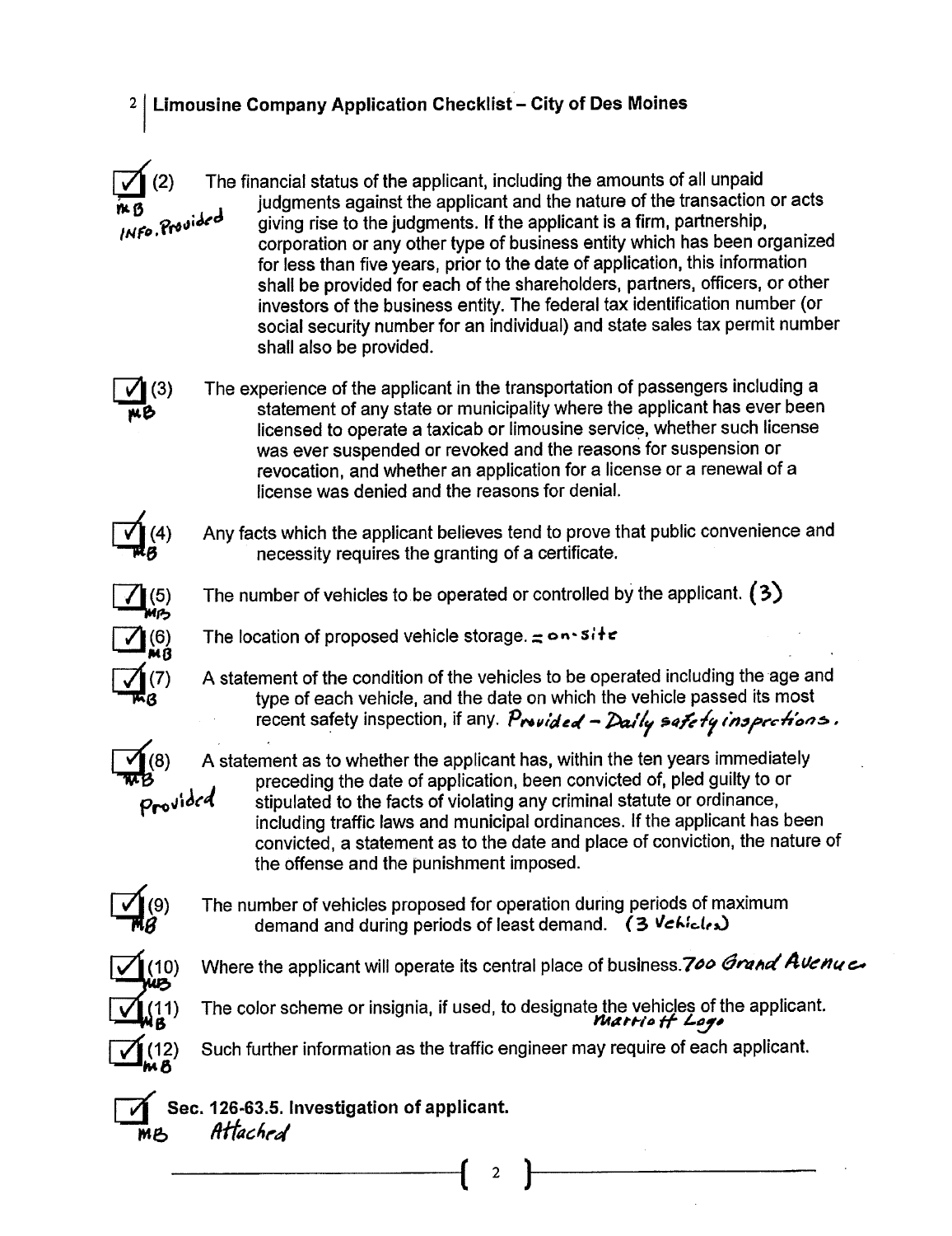## Limousine Company Application Checklist – City of Des Moines

- [x] (2) The financial status of the applicant, including the amounts of all unpaid judgments against the applicant and the nature of the transaction or acts giving rise to the judgments. If the applicant is a firm, partnership, corporation or any other type of business entity which has been organized for less than five years, prior to the date of application, this information shall be provided for each of the shareholders, partners, officers, or other investors of the business entity. The federal tax identification number (or social security number for an individual) and state sales tax permit number shall also be provided.
  *MB — INFO. Provided*

- [x] (3) The experience of the applicant in the transportation of passengers including a statement of any state or municipality where the applicant has ever been licensed to operate a taxicab or limousine service, whether such license was ever suspended or revoked and the reasons for suspension or revocation, and whether an application for a license or a renewal of a license was denied and the reasons for denial.
  *MB*

- [x] (4) Any facts which the applicant believes tend to prove that public convenience and necessity requires the granting of a certificate.
  *MB*

- [x] (5) The number of vehicles to be operated or controlled by the applicant. *(3)*
  *MB*

- [x] (6) The location of proposed vehicle storage. *= on-site*
  *MB*

- [x] (7) A statement of the condition of the vehicles to be operated including the age and type of each vehicle, and the date on which the vehicle passed its most recent safety inspection, if any. *Provided – Daily safety inspections.*
  *MB*

- [x] (8) A statement as to whether the applicant has, within the ten years immediately preceding the date of application, been convicted of, pled guilty to or stipulated to the facts of violating any criminal statute or ordinance, including traffic laws and municipal ordinances. If the applicant has been convicted, a statement as to the date and place of conviction, the nature of the offense and the punishment imposed.
  *MB — Provided*

- [x] (9) The number of vehicles proposed for operation during periods of maximum demand and during periods of least demand. *(3 Vehicles)*
  *MB*

- [x] (10) Where the applicant will operate its central place of business. *700 Grand Avenue*
  *MB*

- [x] (11) The color scheme or insignia, if used, to designate the vehicles of the applicant. *Marriott Logo*
  *MB*

- [x] (12) Such further information as the traffic engineer may require of each applicant.
  *MB*

- [x] **Sec. 126-63.5. Investigation of applicant.**
  *MB — Attached*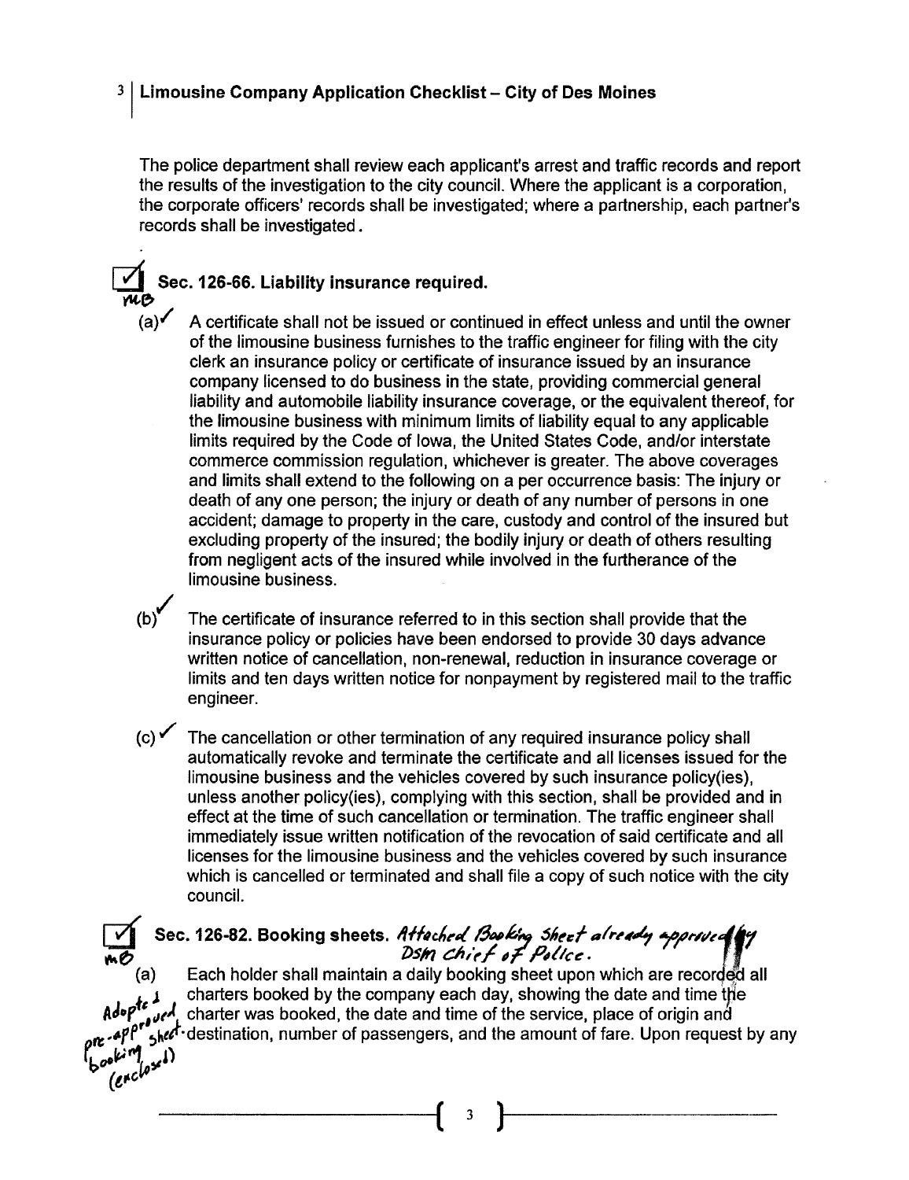The police department shall review each applicant's arrest and traffic records and report the results of the investigation to the city council. Where the applicant is a corporation, the corporate officers' records shall be investigated; where a partnership, each partner's records shall be investigated.

## ☑ Sec. 126-66. Liability insurance required.

MB

(a)✓ A certificate shall not be issued or continued in effect unless and until the owner of the limousine business furnishes to the traffic engineer for filing with the city clerk an insurance policy or certificate of insurance issued by an insurance company licensed to do business in the state, providing commercial general liability and automobile liability insurance coverage, or the equivalent thereof, for the limousine business with minimum limits of liability equal to any applicable limits required by the Code of Iowa, the United States Code, and/or interstate commerce commission regulation, whichever is greater. The above coverages and limits shall extend to the following on a per occurrence basis: The injury or death of any one person; the injury or death of any number of persons in one accident; damage to property in the care, custody and control of the insured but excluding property of the insured; the bodily injury or death of others resulting from negligent acts of the insured while involved in the furtherance of the limousine business.

(b)✓ The certificate of insurance referred to in this section shall provide that the insurance policy or policies have been endorsed to provide 30 days advance written notice of cancellation, non-renewal, reduction in insurance coverage or limits and ten days written notice for nonpayment by registered mail to the traffic engineer.

(c)✓ The cancellation or other termination of any required insurance policy shall automatically revoke and terminate the certificate and all licenses issued for the limousine business and the vehicles covered by such insurance policy(ies), unless another policy(ies), complying with this section, shall be provided and in effect at the time of such cancellation or termination. The traffic engineer shall immediately issue written notification of the revocation of said certificate and all licenses for the limousine business and the vehicles covered by such insurance which is cancelled or terminated and shall file a copy of such notice with the city council.

## ☑ Sec. 126-82. Booking sheets. *Attached Booking Sheet already approved by DSM Chief of Police.*

MB

*Adopted pre-approved booking sheet (enclosed)*

(a) Each holder shall maintain a daily booking sheet upon which are recorded all charters booked by the company each day, showing the date and time the charter was booked, the date and time of the service, place of origin and destination, number of passengers, and the amount of fare. Upon request by any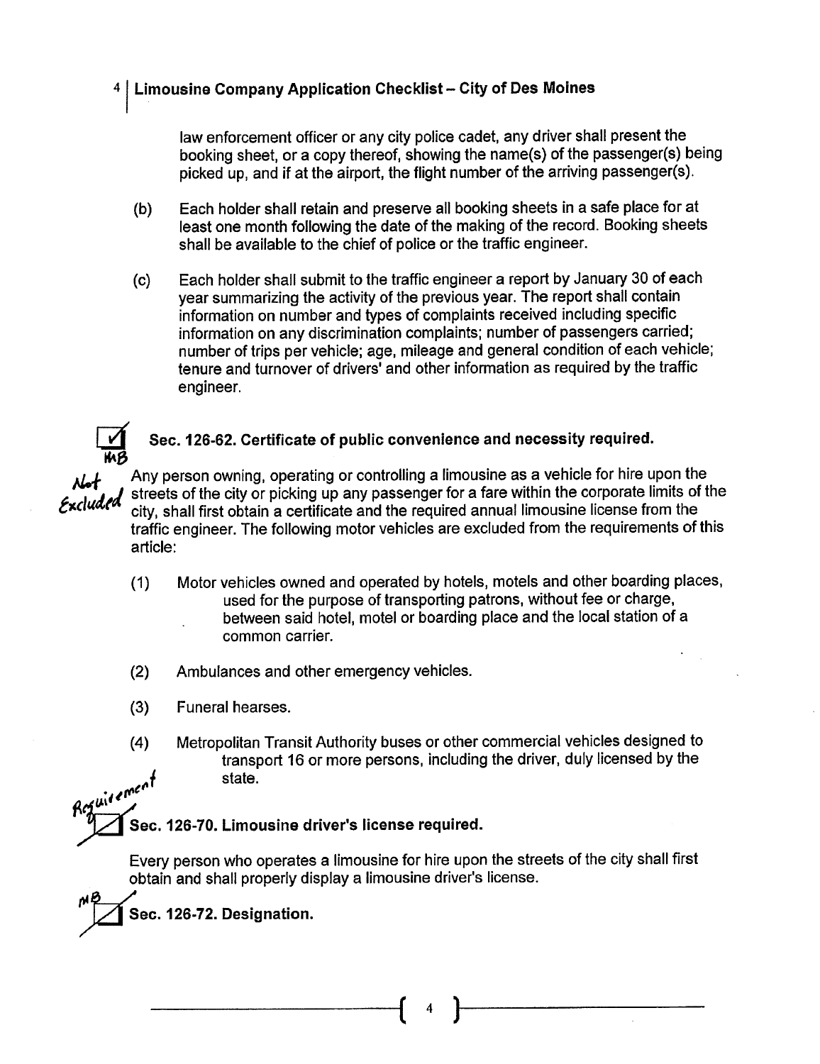law enforcement officer or any city police cadet, any driver shall present the booking sheet, or a copy thereof, showing the name(s) of the passenger(s) being picked up, and if at the airport, the flight number of the arriving passenger(s).

(b) Each holder shall retain and preserve all booking sheets in a safe place for at least one month following the date of the making of the record. Booking sheets shall be available to the chief of police or the traffic engineer.

(c) Each holder shall submit to the traffic engineer a report by January 30 of each year summarizing the activity of the previous year. The report shall contain information on number and types of complaints received including specific information on any discrimination complaints; number of passengers carried; number of trips per vehicle; age, mileage and general condition of each vehicle; tenure and turnover of drivers' and other information as required by the traffic engineer.

☑ MB

### Sec. 126-62. Certificate of public convenience and necessity required.

Not Excluded

Any person owning, operating or controlling a limousine as a vehicle for hire upon the streets of the city or picking up any passenger for a fare within the corporate limits of the city, shall first obtain a certificate and the required annual limousine license from the traffic engineer. The following motor vehicles are excluded from the requirements of this article:

(1) Motor vehicles owned and operated by hotels, motels and other boarding places, used for the purpose of transporting patrons, without fee or charge, between said hotel, motel or boarding place and the local station of a common carrier.

(2) Ambulances and other emergency vehicles.

(3) Funeral hearses.

(4) Metropolitan Transit Authority buses or other commercial vehicles designed to transport 16 or more persons, including the driver, duly licensed by the state.

Requirement ☑

### Sec. 126-70. Limousine driver's license required.

Every person who operates a limousine for hire upon the streets of the city shall first obtain and shall properly display a limousine driver's license.

MB ☑

### Sec. 126-72. Designation.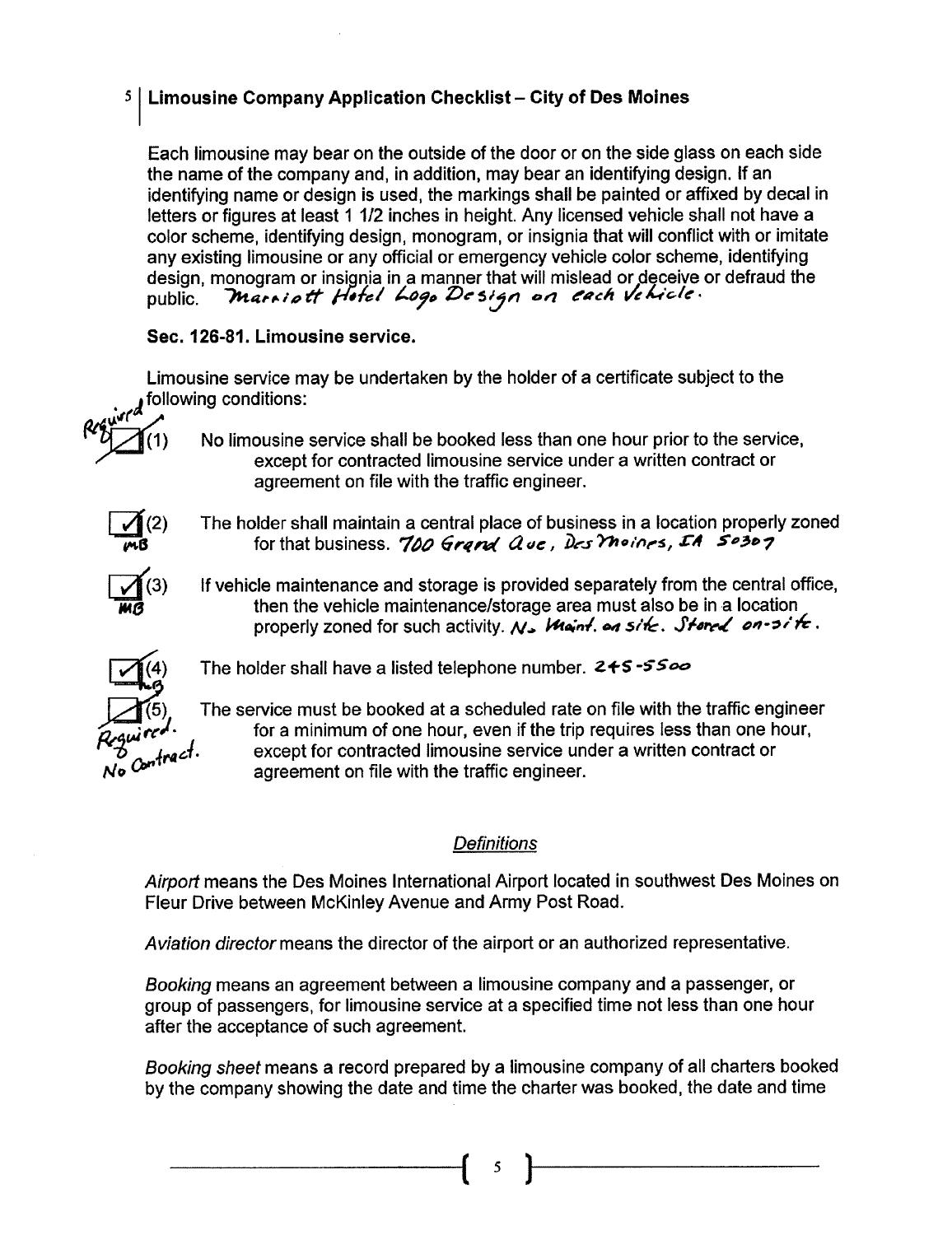## Limousine Company Application Checklist – City of Des Moines

Each limousine may bear on the outside of the door or on the side glass on each side the name of the company and, in addition, may bear an identifying design. If an identifying name or design is used, the markings shall be painted or affixed by decal in letters or figures at least 1 1/2 inches in height. Any licensed vehicle shall not have a color scheme, identifying design, monogram, or insignia that will conflict with or imitate any existing limousine or any official or emergency vehicle color scheme, identifying design, monogram or insignia in a manner that will mislead or deceive or defraud the public. *Marriott Hotel Logo Design on each Vehicle.*

**Sec. 126-81. Limousine service.**

Limousine service may be undertaken by the holder of a certificate subject to the following conditions:

- [x] (1) No limousine service shall be booked less than one hour prior to the service, except for contracted limousine service under a written contract or agreement on file with the traffic engineer. *Required*
- [x] (2) The holder shall maintain a central place of business in a location properly zoned for that business. *700 Grand Ave, Des Moines, IA 50309* *MB*
- [x] (3) If vehicle maintenance and storage is provided separately from the central office, then the vehicle maintenance/storage area must also be in a location properly zoned for such activity. *No Maint. on site. Stored on-site.* *MB*
- [x] (4) The holder shall have a listed telephone number. *245-5500* *MB*
- [x] (5) The service must be booked at a scheduled rate on file with the traffic engineer for a minimum of one hour, even if the trip requires less than one hour, except for contracted limousine service under a written contract or agreement on file with the traffic engineer. *Required. No Contract.*

### *Definitions*

*Airport* means the Des Moines International Airport located in southwest Des Moines on Fleur Drive between McKinley Avenue and Army Post Road.

*Aviation director* means the director of the airport or an authorized representative.

*Booking* means an agreement between a limousine company and a passenger, or group of passengers, for limousine service at a specified time not less than one hour after the acceptance of such agreement.

*Booking sheet* means a record prepared by a limousine company of all charters booked by the company showing the date and time the charter was booked, the date and time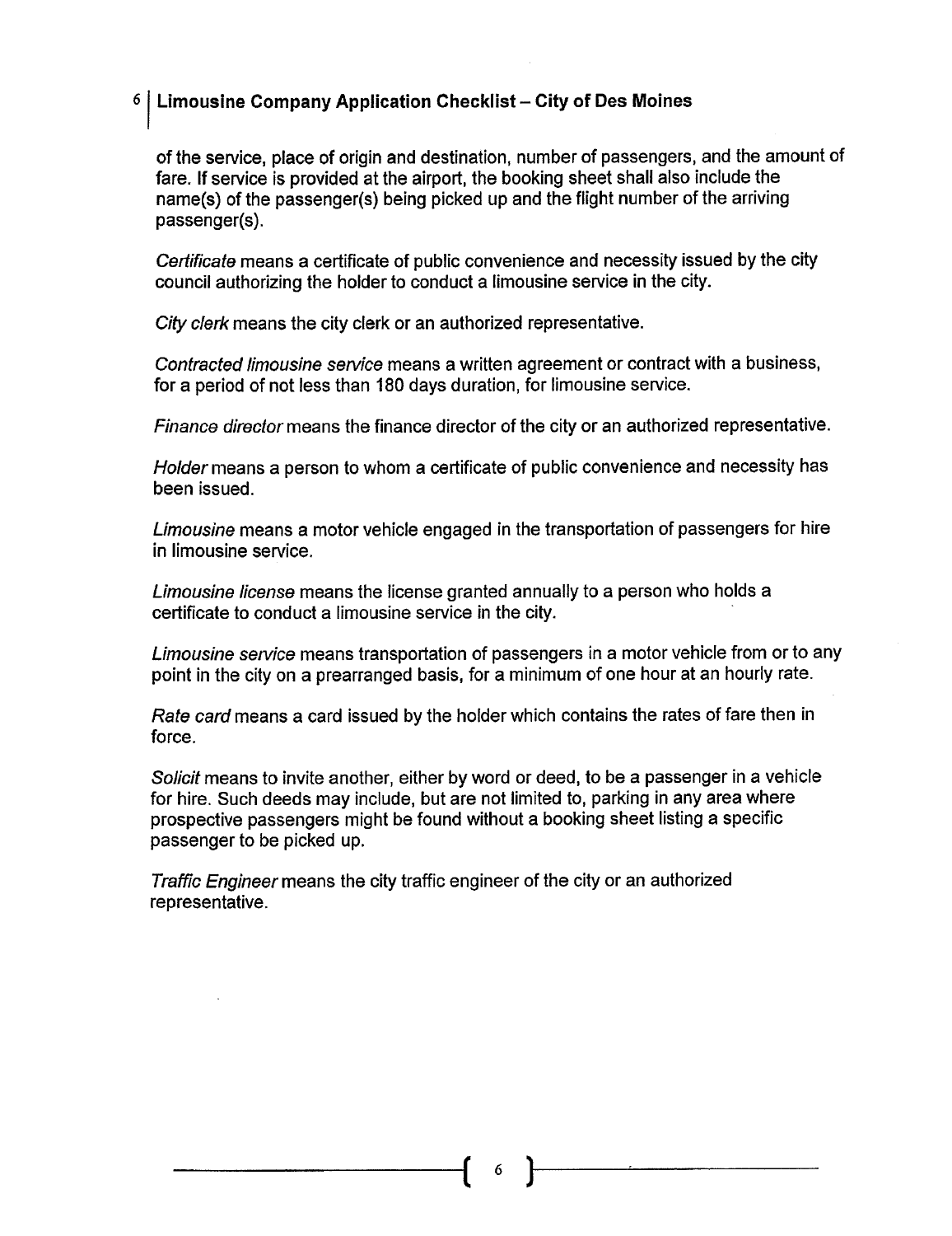of the service, place of origin and destination, number of passengers, and the amount of fare. If service is provided at the airport, the booking sheet shall also include the name(s) of the passenger(s) being picked up and the flight number of the arriving passenger(s).

*Certificate* means a certificate of public convenience and necessity issued by the city council authorizing the holder to conduct a limousine service in the city.

*City clerk* means the city clerk or an authorized representative.

*Contracted limousine service* means a written agreement or contract with a business, for a period of not less than 180 days duration, for limousine service.

*Finance director* means the finance director of the city or an authorized representative.

*Holder* means a person to whom a certificate of public convenience and necessity has been issued.

*Limousine* means a motor vehicle engaged in the transportation of passengers for hire in limousine service.

*Limousine license* means the license granted annually to a person who holds a certificate to conduct a limousine service in the city.

*Limousine service* means transportation of passengers in a motor vehicle from or to any point in the city on a prearranged basis, for a minimum of one hour at an hourly rate.

*Rate card* means a card issued by the holder which contains the rates of fare then in force.

*Solicit* means to invite another, either by word or deed, to be a passenger in a vehicle for hire. Such deeds may include, but are not limited to, parking in any area where prospective passengers might be found without a booking sheet listing a specific passenger to be picked up.

*Traffic Engineer* means the city traffic engineer of the city or an authorized representative.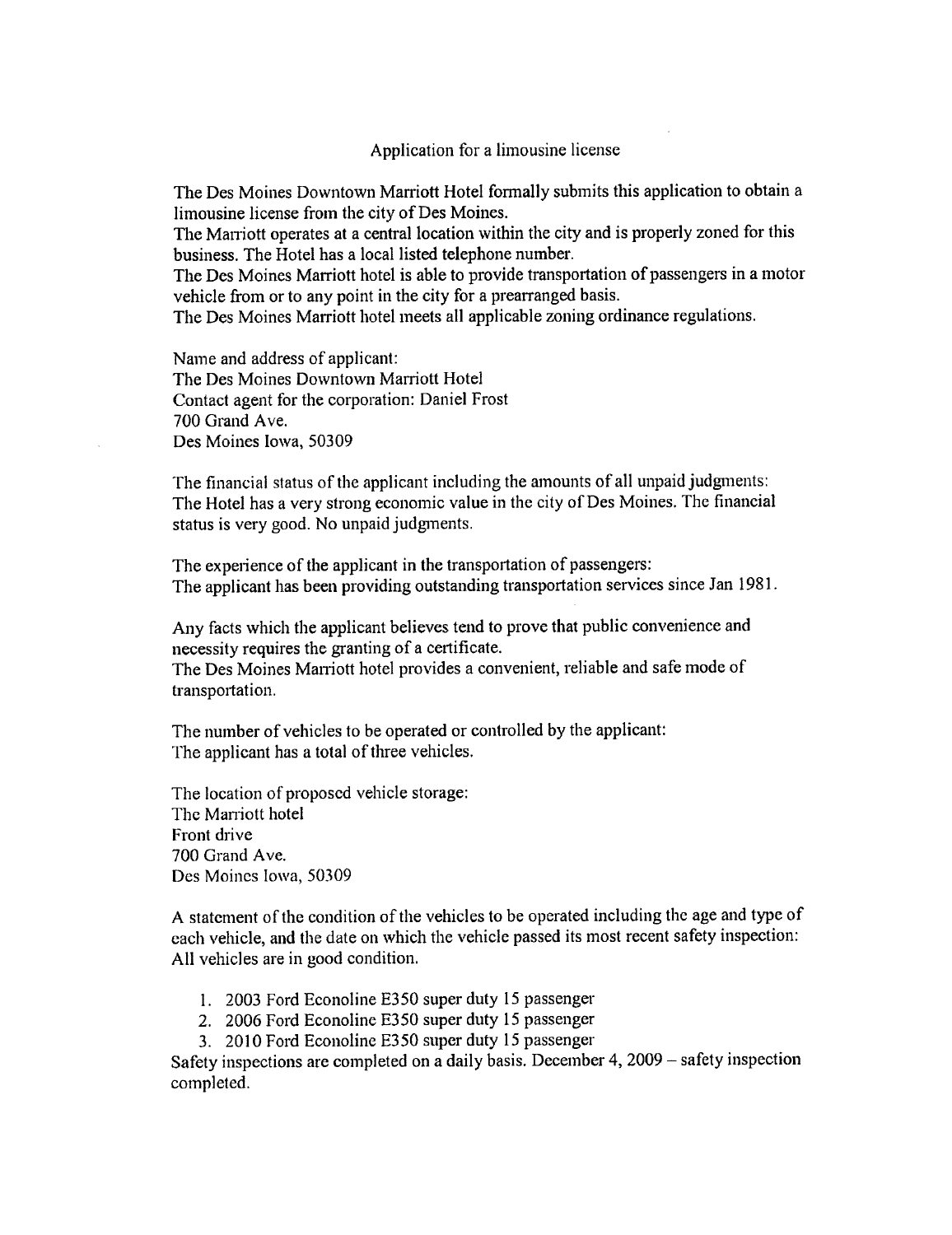Application for a limousine license

The Des Moines Downtown Marriott Hotel formally submits this application to obtain a limousine license from the city of Des Moines.
The Marriott operates at a central location within the city and is properly zoned for this business. The Hotel has a local listed telephone number.
The Des Moines Marriott hotel is able to provide transportation of passengers in a motor vehicle from or to any point in the city for a prearranged basis.
The Des Moines Marriott hotel meets all applicable zoning ordinance regulations.

Name and address of applicant:
The Des Moines Downtown Marriott Hotel
Contact agent for the corporation: Daniel Frost
700 Grand Ave.
Des Moines Iowa, 50309

The financial status of the applicant including the amounts of all unpaid judgments:
The Hotel has a very strong economic value in the city of Des Moines. The financial status is very good. No unpaid judgments.

The experience of the applicant in the transportation of passengers:
The applicant has been providing outstanding transportation services since Jan 1981.

Any facts which the applicant believes tend to prove that public convenience and necessity requires the granting of a certificate.
The Des Moines Marriott hotel provides a convenient, reliable and safe mode of transportation.

The number of vehicles to be operated or controlled by the applicant:
The applicant has a total of three vehicles.

The location of proposed vehicle storage:
The Marriott hotel
Front drive
700 Grand Ave.
Des Moines Iowa, 50309

A statement of the condition of the vehicles to be operated including the age and type of each vehicle, and the date on which the vehicle passed its most recent safety inspection:
All vehicles are in good condition.

1. 2003 Ford Econoline E350 super duty 15 passenger
2. 2006 Ford Econoline E350 super duty 15 passenger
3. 2010 Ford Econoline E350 super duty 15 passenger

Safety inspections are completed on a daily basis. December 4, 2009 – safety inspection completed.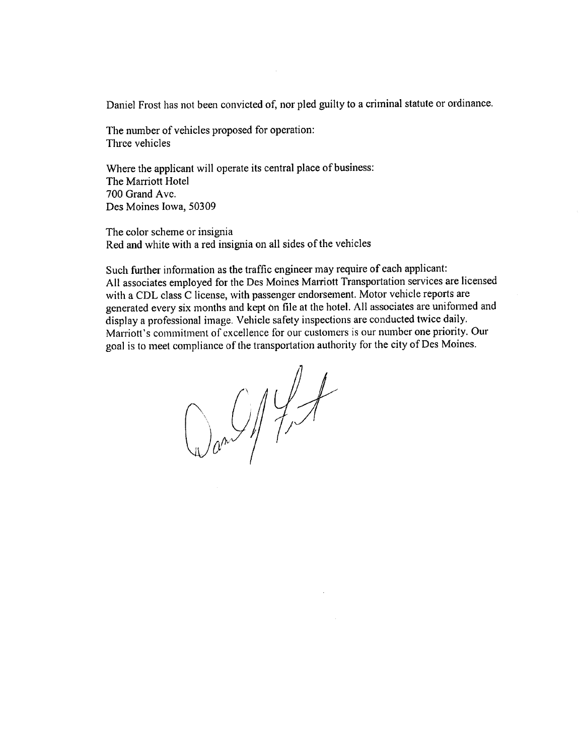Daniel Frost has not been convicted of, nor pled guilty to a criminal statute or ordinance.

The number of vehicles proposed for operation:
Three vehicles

Where the applicant will operate its central place of business:
The Marriott Hotel
700 Grand Ave.
Des Moines Iowa, 50309

The color scheme or insignia
Red and white with a red insignia on all sides of the vehicles

Such further information as the traffic engineer may require of each applicant:
All associates employed for the Des Moines Marriott Transportation services are licensed with a CDL class C license, with passenger endorsement. Motor vehicle reports are generated every six months and kept on file at the hotel. All associates are uniformed and display a professional image. Vehicle safety inspections are conducted twice daily. Marriott's commitment of excellence for our customers is our number one priority. Our goal is to meet compliance of the transportation authority for the city of Des Moines.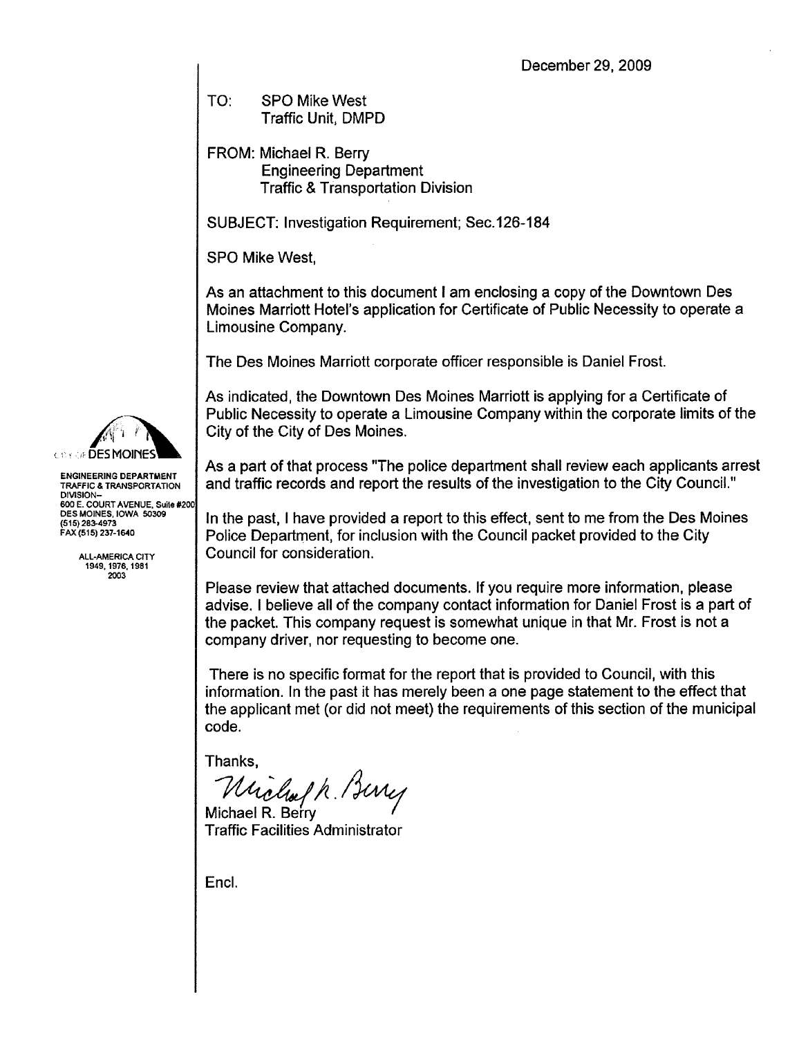December 29, 2009

TO: SPO Mike West
Traffic Unit, DMPD

FROM: Michael R. Berry
Engineering Department
Traffic & Transportation Division

SUBJECT: Investigation Requirement; Sec.126-184

SPO Mike West,

As an attachment to this document I am enclosing a copy of the Downtown Des Moines Marriott Hotel's application for Certificate of Public Necessity to operate a Limousine Company.

The Des Moines Marriott corporate officer responsible is Daniel Frost.

As indicated, the Downtown Des Moines Marriott is applying for a Certificate of Public Necessity to operate a Limousine Company within the corporate limits of the City of the City of Des Moines.

As a part of that process "The police department shall review each applicants arrest and traffic records and report the results of the investigation to the City Council."

In the past, I have provided a report to this effect, sent to me from the Des Moines Police Department, for inclusion with the Council packet provided to the City Council for consideration.

Please review that attached documents. If you require more information, please advise. I believe all of the company contact information for Daniel Frost is a part of the packet. This company request is somewhat unique in that Mr. Frost is not a company driver, nor requesting to become one.

There is no specific format for the report that is provided to Council, with this information. In the past it has merely been a one page statement to the effect that the applicant met (or did not meet) the requirements of this section of the municipal code.

Thanks,

Michael R. Berry
Traffic Facilities Administrator

Encl.

CITY OF DES MOINES
ENGINEERING DEPARTMENT
TRAFFIC & TRANSPORTATION DIVISION–
600 E. COURT AVENUE, Suite #200
DES MOINES, IOWA 50309
(515) 283-4973
FAX (515) 237-1640

ALL-AMERICA CITY
1949, 1976, 1981
2003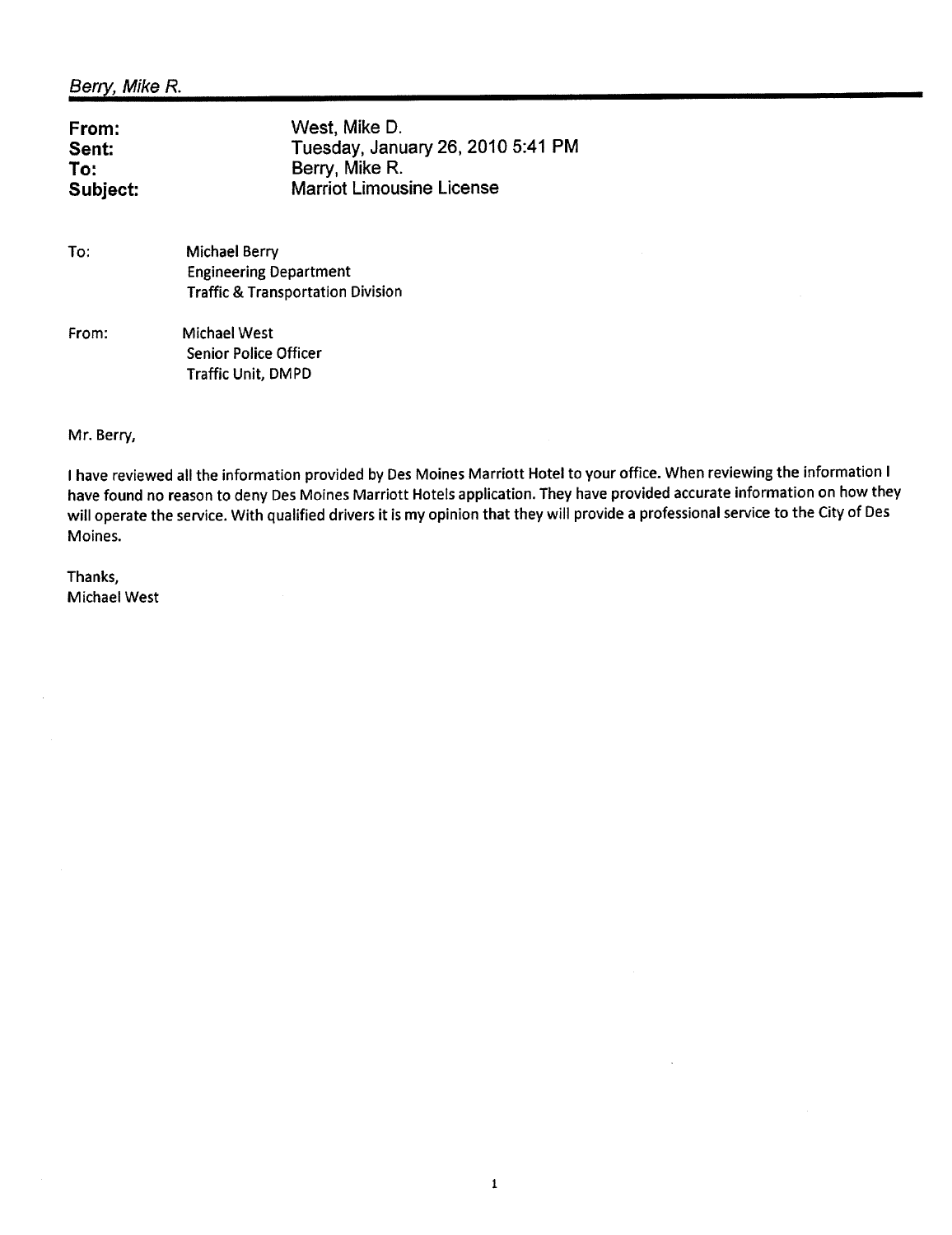*Berry, Mike R.*

**From:** West, Mike D.
**Sent:** Tuesday, January 26, 2010 5:41 PM
**To:** Berry, Mike R.
**Subject:** Marriot Limousine License

To: Michael Berry
Engineering Department
Traffic & Transportation Division

From: Michael West
Senior Police Officer
Traffic Unit, DMPD

Mr. Berry,

I have reviewed all the information provided by Des Moines Marriott Hotel to your office. When reviewing the information I have found no reason to deny Des Moines Marriott Hotels application. They have provided accurate information on how they will operate the service. With qualified drivers it is my opinion that they will provide a professional service to the City of Des Moines.

Thanks,
Michael West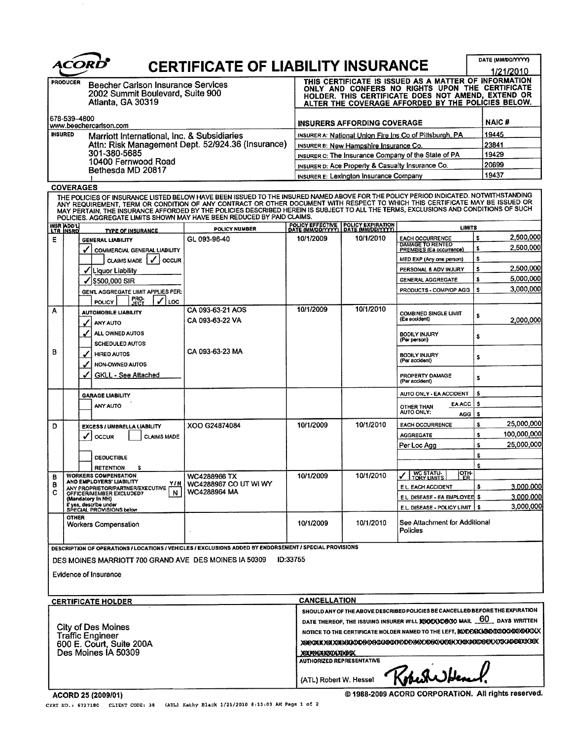# ACORD CERTIFICATE OF LIABILITY INSURANCE

DATE (MM/DD/YYYY): 1/21/2010

**PRODUCER**
Beecher Carlson Insurance Services
2002 Summit Boulevard, Suite 900
Atlanta, GA 30319

678-539-4800
www.beechercarlson.com

THIS CERTIFICATE IS ISSUED AS A MATTER OF INFORMATION ONLY AND CONFERS NO RIGHTS UPON THE CERTIFICATE HOLDER. THIS CERTIFICATE DOES NOT AMEND, EXTEND OR ALTER THE COVERAGE AFFORDED BY THE POLICIES BELOW.

**INSURED**
Marriott International, Inc. & Subsidiaries
Attn: Risk Management Dept. 52/924.36 (Insurance)
301-380-5685
10400 Fernwood Road
Bethesda MD 20817

| INSURERS AFFORDING COVERAGE | NAIC # |
|---|---|
| INSURER A: National Union Fire Ins Co of Pittsburgh, PA | 19445 |
| INSURER B: New Hampshire Insurance Co. | 23841 |
| INSURER C: The Insurance Company of the State of PA | 19429 |
| INSURER D: Ace Property & Casualty Insurance Co. | 20699 |
| INSURER E: Lexington Insurance Company | 19437 |

## COVERAGES

THE POLICIES OF INSURANCE LISTED BELOW HAVE BEEN ISSUED TO THE INSURED NAMED ABOVE FOR THE POLICY PERIOD INDICATED. NOTWITHSTANDING ANY REQUIREMENT, TERM OR CONDITION OF ANY CONTRACT OR OTHER DOCUMENT WITH RESPECT TO WHICH THIS CERTIFICATE MAY BE ISSUED OR MAY PERTAIN, THE INSURANCE AFFORDED BY THE POLICIES DESCRIBED HEREIN IS SUBJECT TO ALL THE TERMS, EXCLUSIONS AND CONDITIONS OF SUCH POLICIES. AGGREGATE LIMITS SHOWN MAY HAVE BEEN REDUCED BY PAID CLAIMS.

| INSR LTR | ADD'L INSRD | TYPE OF INSURANCE | POLICY NUMBER | POLICY EFFECTIVE DATE (MM/DD/YYYY) | POLICY EXPIRATION DATE (MM/DD/YYYY) | LIMITS | |
|---|---|---|---|---|---|---|---|
| E | | GENERAL LIABILITY | GL 093-96-40 | 10/1/2009 | 10/1/2010 | EACH OCCURRENCE | $ 2,500,000 |
| | | ✓ COMMERCIAL GENERAL LIABILITY | | | | DAMAGE TO RENTED PREMISES (Ea occurrence) | $ 2,500,000 |
| | | CLAIMS MADE ✓ OCCUR | | | | MED EXP (Any one person) | $ |
| | | ✓ Liquor Liability | | | | PERSONAL & ADV INJURY | $ 2,500,000 |
| | | ✓ $500,000 SIR | | | | GENERAL AGGREGATE | $ 5,000,000 |
| | | GEN'L AGGREGATE LIMIT APPLIES PER: POLICY / PRO-JECT / ✓ LOC | | | | PRODUCTS - COMP/OP AGG | $ 3,000,000 |
| A | | AUTOMOBILE LIABILITY | CA 093-63-21 AOS | 10/1/2009 | 10/1/2010 | COMBINED SINGLE LIMIT (Ea accident) | $ 2,000,000 |
| | | ✓ ANY AUTO | CA 093-63-22 VA | | | | |
| | | ✓ ALL OWNED AUTOS | | | | BODILY INJURY (Per person) | $ |
| | | SCHEDULED AUTOS | | | | | |
| B | | ✓ HIRED AUTOS | CA 093-63-23 MA | | | BODILY INJURY (Per accident) | $ |
| | | ✓ NON-OWNED AUTOS | | | | | |
| | | ✓ GKLL - See Attached | | | | PROPERTY DAMAGE (Per accident) | $ |
| | | GARAGE LIABILITY | | | | AUTO ONLY - EA ACCIDENT | $ |
| | | ANY AUTO | | | | OTHER THAN AUTO ONLY: EA ACC | $ |
| | | | | | | AGG | $ |
| D | | EXCESS / UMBRELLA LIABILITY | XOO G24874084 | 10/1/2009 | 10/1/2010 | EACH OCCURRENCE | $ 25,000,000 |
| | | ✓ OCCUR / CLAIMS MADE | | | | AGGREGATE | $ 100,000,000 |
| | | | | | | Per Loc Agg | $ 25,000,000 |
| | | DEDUCTIBLE | | | | | $ |
| | | RETENTION $ | | | | | $ |
| B | | WORKERS COMPENSATION AND EMPLOYERS' LIABILITY | WC4288966 TX | 10/1/2009 | 10/1/2010 | ✓ WC STATU-TORY LIMITS / OTH-ER | |
| B | | ANY PROPRIETOR/PARTNER/EXECUTIVE OFFICER/MEMBER EXCLUDED? (Mandatory in NH) Y/N: N | WC4288967 CO UT WI WY | | | E.L. EACH ACCIDENT | $ 3,000,000 |
| C | | If yes, describe under SPECIAL PROVISIONS below | WC4288964 MA | | | E.L. DISEASE - EA EMPLOYEE | $ 3,000,000 |
| | | | | | | E.L. DISEASE - POLICY LIMIT | $ 3,000,000 |
| | | OTHER: Workers Compensation | | 10/1/2009 | 10/1/2010 | See Attachment for Additional Policies | |

**DESCRIPTION OF OPERATIONS / LOCATIONS / VEHICLES / EXCLUSIONS ADDED BY ENDORSEMENT / SPECIAL PROVISIONS**

DES MOINES MARRIOTT 700 GRAND AVE DES MOINES IA 50309 ID:33755

Evidence of Insurance

**CERTIFICATE HOLDER**

City of Des Moines
Traffic Engineer
600 E. Court, Suite 200A
Des Moines IA 50309

**CANCELLATION**

SHOULD ANY OF THE ABOVE DESCRIBED POLICIES BE CANCELLED BEFORE THE EXPIRATION DATE THEREOF, THE ISSUING INSURER WILL ~~ENDEAVOR TO~~ MAIL 60 DAYS WRITTEN NOTICE TO THE CERTIFICATE HOLDER NAMED TO THE LEFT, ~~BUT FAILURE TO DO SO SHALL IMPOSE NO OBLIGATION OR LIABILITY OF ANY KIND UPON THE INSURER, ITS AGENTS OR REPRESENTATIVES.~~

AUTHORIZED REPRESENTATIVE

(ATL) Robert W. Hessel [signature]

ACORD 25 (2009/01) © 1988-2009 ACORD CORPORATION. All rights reserved.

CERT NO.: 6727180 CLIENT CODE: 38 (ATL) Kathy Black 1/21/2010 8:13:03 AM Page 1 of 2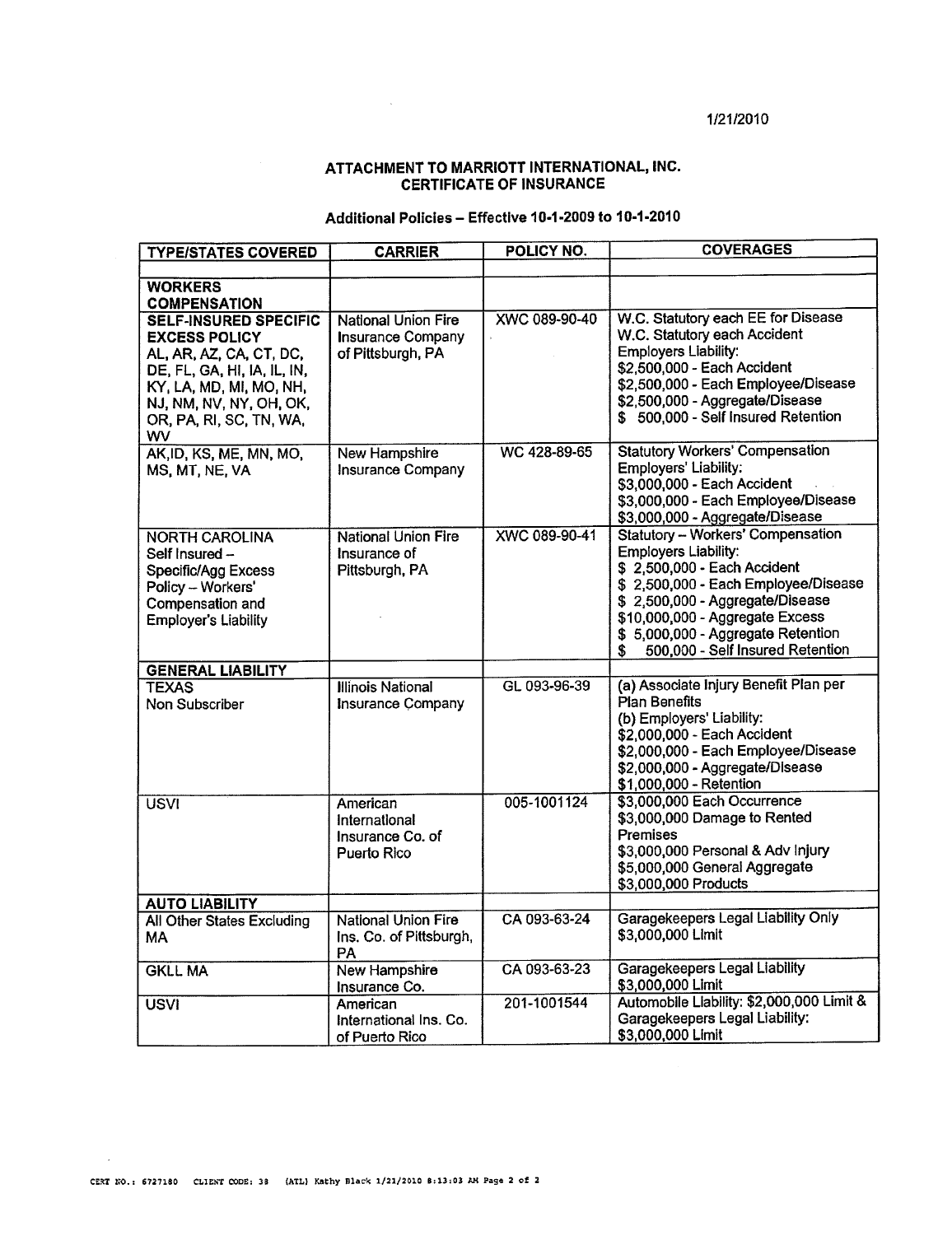1/21/2010

# ATTACHMENT TO MARRIOTT INTERNATIONAL, INC. CERTIFICATE OF INSURANCE

## Additional Policies – Effective 10-1-2009 to 10-1-2010

| TYPE/STATES COVERED | CARRIER | POLICY NO. | COVERAGES |
|---|---|---|---|
| | | | |
| **WORKERS COMPENSATION** | | | |
| **SELF-INSURED SPECIFIC EXCESS POLICY** AL, AR, AZ, CA, CT, DC, DE, FL, GA, HI, IA, IL, IN, KY, LA, MD, MI, MO, NH, NJ, NM, NV, NY, OH, OK, OR, PA, RI, SC, TN, WA, WV | National Union Fire Insurance Company of Pittsburgh, PA | XWC 089-90-40 | W.C. Statutory each EE for Disease<br>W.C. Statutory each Accident<br>Employers Liability:<br>$2,500,000 - Each Accident<br>$2,500,000 - Each Employee/Disease<br>$2,500,000 - Aggregate/Disease<br>$ 500,000 - Self Insured Retention |
| AK, ID, KS, ME, MN, MO, MS, MT, NE, VA | New Hampshire Insurance Company | WC 428-89-65 | Statutory Workers' Compensation<br>Employers' Liability:<br>$3,000,000 - Each Accident<br>$3,000,000 - Each Employee/Disease<br>$3,000,000 - Aggregate/Disease |
| NORTH CAROLINA<br>Self Insured – Specific/Agg Excess Policy – Workers' Compensation and Employer's Liability | National Union Fire Insurance of Pittsburgh, PA | XWC 089-90-41 | Statutory – Workers' Compensation<br>Employers Liability:<br>$ 2,500,000 - Each Accident<br>$ 2,500,000 - Each Employee/Disease<br>$ 2,500,000 - Aggregate/Disease<br>$10,000,000 - Aggregate Excess<br>$ 5,000,000 - Aggregate Retention<br>$ 500,000 - Self Insured Retention |
| **GENERAL LIABILITY** | | | |
| TEXAS<br>Non Subscriber | Illinois National Insurance Company | GL 093-96-39 | (a) Associate Injury Benefit Plan per Plan Benefits<br>(b) Employers' Liability:<br>$2,000,000 - Each Accident<br>$2,000,000 - Each Employee/Disease<br>$2,000,000 - Aggregate/Disease<br>$1,000,000 - Retention |
| USVI | American International Insurance Co. of Puerto Rico | 005-1001124 | $3,000,000 Each Occurrence<br>$3,000,000 Damage to Rented Premises<br>$3,000,000 Personal & Adv Injury<br>$5,000,000 General Aggregate<br>$3,000,000 Products |
| **AUTO LIABILITY** | | | |
| All Other States Excluding MA | National Union Fire Ins. Co. of Pittsburgh, PA | CA 093-63-24 | Garagekeepers Legal Liability Only<br>$3,000,000 Limit |
| GKLL MA | New Hampshire Insurance Co. | CA 093-63-23 | Garagekeepers Legal Liability<br>$3,000,000 Limit |
| USVI | American International Ins. Co. of Puerto Rico | 201-1001544 | Automobile Liability: $2,000,000 Limit & Garagekeepers Legal Liability:<br>$3,000,000 Limit |

CERT NO.: 6727180 CLIENT CODE: 38 (ATL) Kathy Black 1/21/2010 8:13:03 AM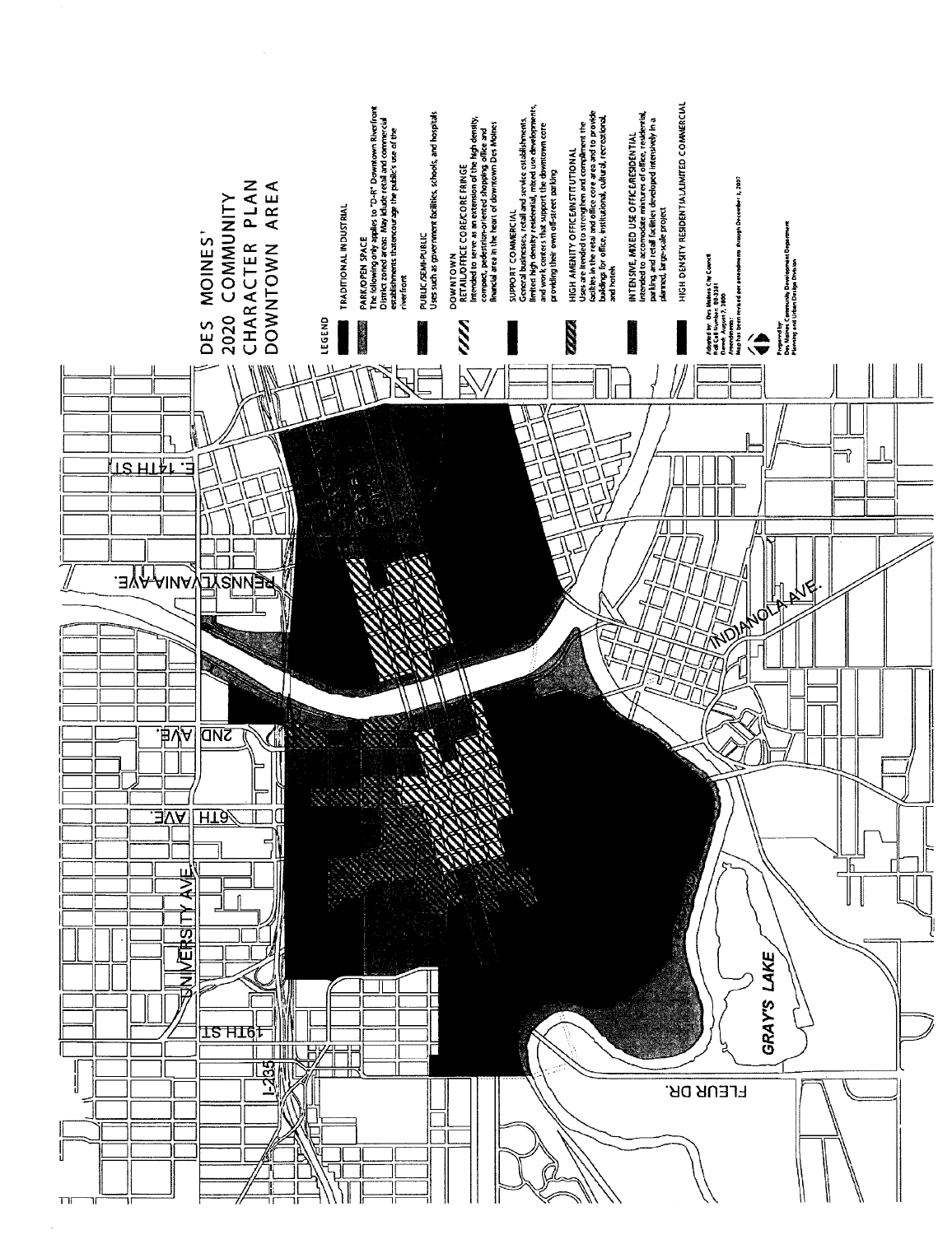# DES MOINES' 2020 COMMUNITY CHARACTER PLAN DOWNTOWN AREA

LEGEND

TRADITIONAL INDUSTRIAL

PARK/OPEN SPACE
The following only applies to "D-R" Downtown Riverfront District zoned areas: May include retail and commercial establishments that encourage the public's use of the riverfront

PUBLIC/SEMI-PUBLIC
Uses such as government facilities, schools, and hospitals

DOWNTOWN
RETAIL/OFFICE CORE/CORE FRINGE
Intended to serve as an extension of the high density, compact, pedestrian-oriented shopping, office and financial area in the heart of downtown Des Moines

SUPPORT COMMERCIAL
General businesses, retail and service establishments, limited high density residential, mixed use developments, and work centers that support the downtown core providing their own off-street parking

HIGH AMENITY OFFICE/INSTITUTIONAL
Uses are intended to strengthen and compliment the facilities in the retail and office core area and to provide buildings for office, institutional, cultural, recreational, and hotels

INTENSIVE, MIXED USE OFFICE/RESIDENTIAL
Intended to accomodate mixtures of office, residential, parking and retail facilities developed intensively in a planned, large-scale project

HIGH DENSITY RESIDENTIAL/LIMITED COMMERCIAL

Adopted by: Des Moines City Council
Roll Call Number: 00-3381
Dated: August 7, 2000
Amendments:
Map has been revised per amendments through December 3, 2007

Prepared by:
Des Moines Community Development Department
Planning and Urban Design Division

E. 14TH ST.
PENNSYLVANIA AVE.
INDIANOLA AVE.
2ND AVE.
6TH AVE.
UNIVERSITY AVE.
19TH ST.
I-235
FLEUR DR.
GRAY'S LAKE